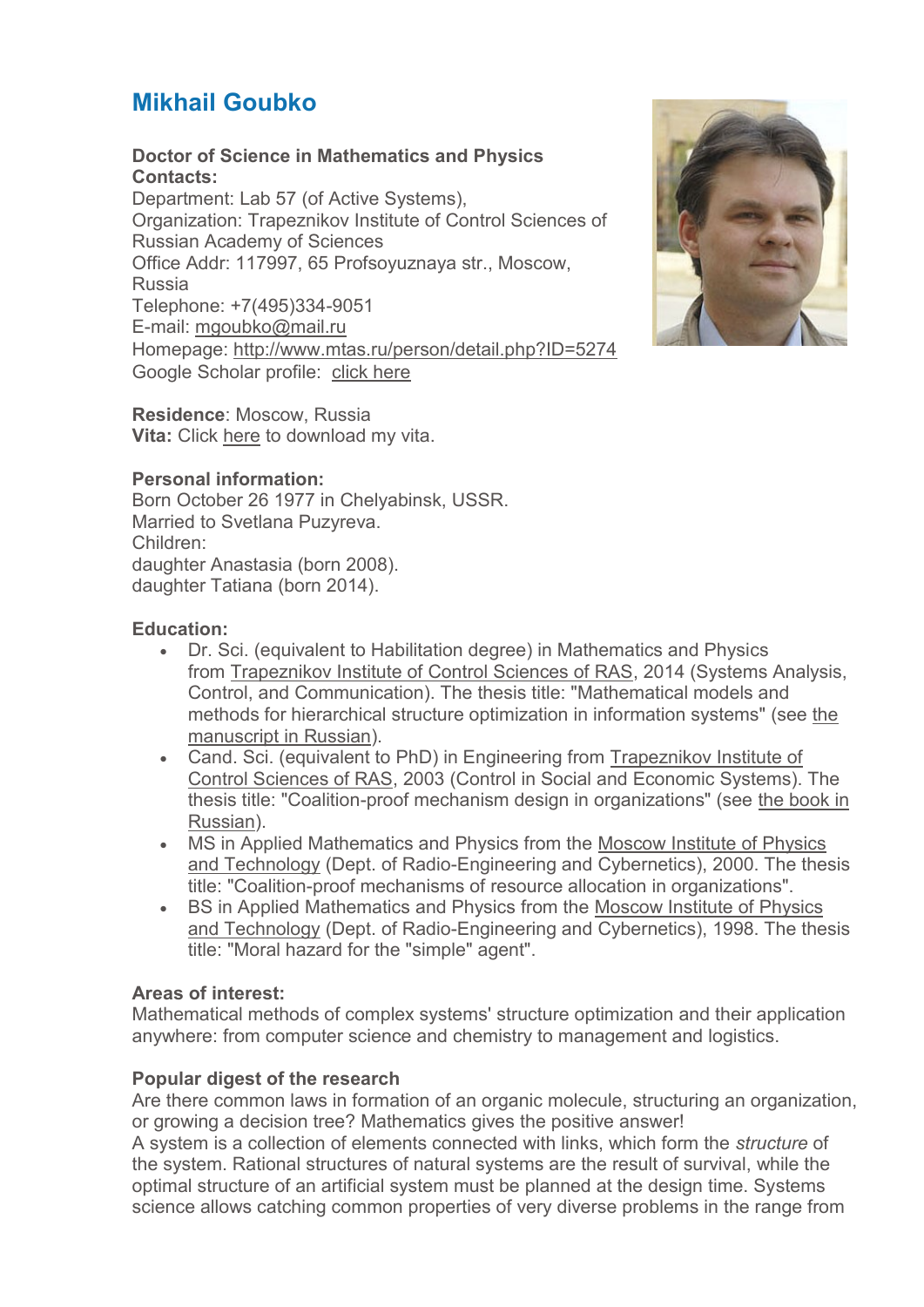# Mikhail Goubko

**Doctor of Science in Mathematics and Physics**
**Contacts:**
Department: Lab 57 (of Active Systems),
Organization: Trapeznikov Institute of Control Sciences of Russian Academy of Sciences
Office Addr: 117997, 65 Profsoyuznaya str., Moscow, Russia
Telephone: +7(495)334-9051
E-mail: mgoubko@mail.ru
Homepage: http://www.mtas.ru/person/detail.php?ID=5274
Google Scholar profile: click here

**Residence**: Moscow, Russia
**Vita:** Click here to download my vita.

**Personal information:**
Born October 26 1977 in Chelyabinsk, USSR.
Married to Svetlana Puzyreva.
Children:
daughter Anastasia (born 2008).
daughter Tatiana (born 2014).

**Education:**

- Dr. Sci. (equivalent to Habilitation degree) in Mathematics and Physics from Trapeznikov Institute of Control Sciences of RAS, 2014 (Systems Analysis, Control, and Communication). The thesis title: "Mathematical models and methods for hierarchical structure optimization in information systems" (see the manuscript in Russian).
- Cand. Sci. (equivalent to PhD) in Engineering from Trapeznikov Institute of Control Sciences of RAS, 2003 (Control in Social and Economic Systems). The thesis title: "Coalition-proof mechanism design in organizations" (see the book in Russian).
- MS in Applied Mathematics and Physics from the Moscow Institute of Physics and Technology (Dept. of Radio-Engineering and Cybernetics), 2000. The thesis title: "Coalition-proof mechanisms of resource allocation in organizations".
- BS in Applied Mathematics and Physics from the Moscow Institute of Physics and Technology (Dept. of Radio-Engineering and Cybernetics), 1998. The thesis title: "Moral hazard for the "simple" agent".

**Areas of interest:**
Mathematical methods of complex systems' structure optimization and their application anywhere: from computer science and chemistry to management and logistics.

**Popular digest of the research**
Are there common laws in formation of an organic molecule, structuring an organization, or growing a decision tree? Mathematics gives the positive answer!
A system is a collection of elements connected with links, which form the *structure* of the system. Rational structures of natural systems are the result of survival, while the optimal structure of an artificial system must be planned at the design time. Systems science allows catching common properties of very diverse problems in the range from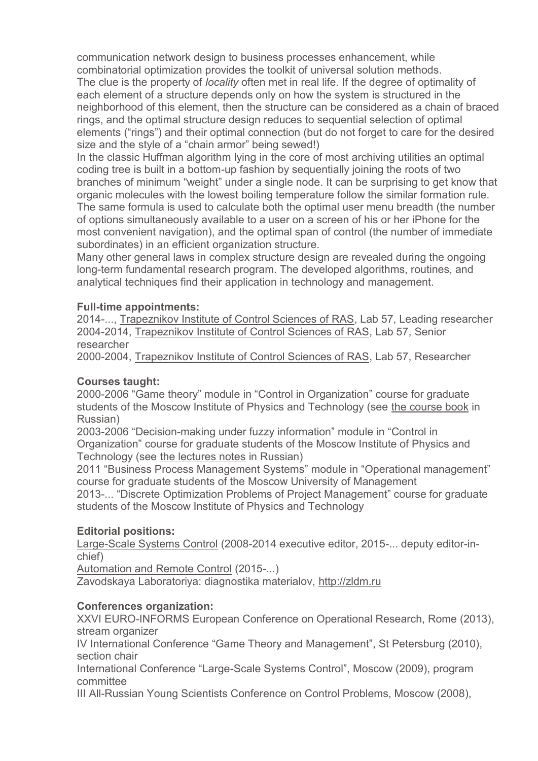communication network design to business processes enhancement, while combinatorial optimization provides the toolkit of universal solution methods.
The clue is the property of *locality* often met in real life. If the degree of optimality of each element of a structure depends only on how the system is structured in the neighborhood of this element, then the structure can be considered as a chain of braced rings, and the optimal structure design reduces to sequential selection of optimal elements ("rings") and their optimal connection (but do not forget to care for the desired size and the style of a "chain armor" being sewed!)
In the classic Huffman algorithm lying in the core of most archiving utilities an optimal coding tree is built in a bottom-up fashion by sequentially joining the roots of two branches of minimum "weight" under a single node. It can be surprising to get know that organic molecules with the lowest boiling temperature follow the similar formation rule.
The same formula is used to calculate both the optimal user menu breadth (the number of options simultaneously available to a user on a screen of his or her iPhone for the most convenient navigation), and the optimal span of control (the number of immediate subordinates) in an efficient organization structure.
Many other general laws in complex structure design are revealed during the ongoing long-term fundamental research program. The developed algorithms, routines, and analytical techniques find their application in technology and management.

**Full-time appointments:**
2014-..., Trapeznikov Institute of Control Sciences of RAS, Lab 57, Leading researcher
2004-2014, Trapeznikov Institute of Control Sciences of RAS, Lab 57, Senior researcher
2000-2004, Trapeznikov Institute of Control Sciences of RAS, Lab 57, Researcher

**Courses taught:**
2000-2006 "Game theory" module in "Control in Organization" course for graduate students of the Moscow Institute of Physics and Technology (see the course book in Russian)
2003-2006 "Decision-making under fuzzy information" module in "Control in Organization" course for graduate students of the Moscow Institute of Physics and Technology (see the lectures notes in Russian)
2011 "Business Process Management Systems" module in "Operational management" course for graduate students of the Moscow University of Management
2013-... "Discrete Optimization Problems of Project Management" course for graduate students of the Moscow Institute of Physics and Technology

**Editorial positions:**
Large-Scale Systems Control (2008-2014 executive editor, 2015-... deputy editor-in-chief)
Automation and Remote Control (2015-...)
Zavodskaya Laboratoriya: diagnostika materialov, http://zldm.ru

**Conferences organization:**
XXVI EURO-INFORMS European Conference on Operational Research, Rome (2013), stream organizer
IV International Conference "Game Theory and Management", St Petersburg (2010), section chair
International Conference "Large-Scale Systems Control", Moscow (2009), program committee
III All-Russian Young Scientists Conference on Control Problems, Moscow (2008),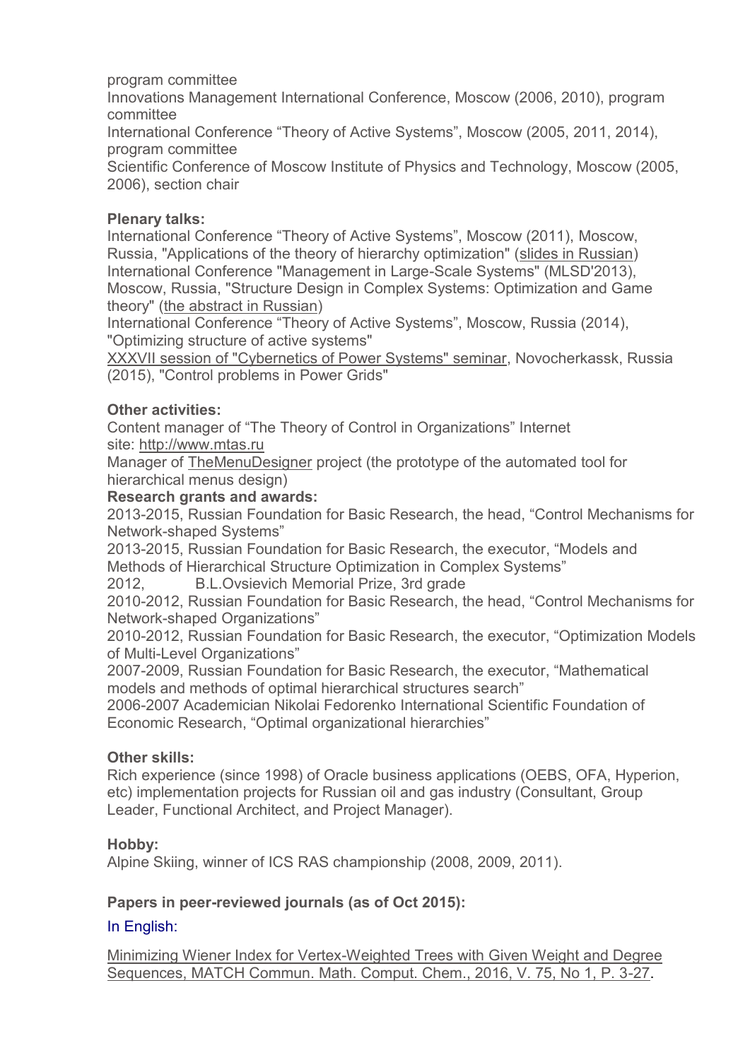program committee
Innovations Management International Conference, Moscow (2006, 2010), program committee
International Conference “Theory of Active Systems”, Moscow (2005, 2011, 2014), program committee
Scientific Conference of Moscow Institute of Physics and Technology, Moscow (2005, 2006), section chair

**Plenary talks:**
International Conference “Theory of Active Systems”, Moscow (2011), Moscow, Russia, "Applications of the theory of hierarchy optimization" (slides in Russian)
International Conference "Management in Large-Scale Systems" (MLSD'2013), Moscow, Russia, "Structure Design in Complex Systems: Optimization and Game theory" (the abstract in Russian)
International Conference “Theory of Active Systems”, Moscow, Russia (2014), "Optimizing structure of active systems"
XXXVII session of "Cybernetics of Power Systems" seminar, Novocherkassk, Russia (2015), "Control problems in Power Grids"

**Other activities:**
Content manager of “The Theory of Control in Organizations” Internet site: http://www.mtas.ru
Manager of TheMenuDesigner project (the prototype of the automated tool for hierarchical menus design)
**Research grants and awards:**
2013-2015, Russian Foundation for Basic Research, the head, “Control Mechanisms for Network-shaped Systems”
2013-2015, Russian Foundation for Basic Research, the executor, “Models and Methods of Hierarchical Structure Optimization in Complex Systems”
2012, B.L.Ovsievich Memorial Prize, 3rd grade
2010-2012, Russian Foundation for Basic Research, the head, “Control Mechanisms for Network-shaped Organizations”
2010-2012, Russian Foundation for Basic Research, the executor, “Optimization Models of Multi-Level Organizations”
2007-2009, Russian Foundation for Basic Research, the executor, “Mathematical models and methods of optimal hierarchical structures search”
2006-2007 Academician Nikolai Fedorenko International Scientific Foundation of Economic Research, “Optimal organizational hierarchies”

**Other skills:**
Rich experience (since 1998) of Oracle business applications (OEBS, OFA, Hyperion, etc) implementation projects for Russian oil and gas industry (Consultant, Group Leader, Functional Architect, and Project Manager).

**Hobby:**
Alpine Skiing, winner of ICS RAS championship (2008, 2009, 2011).

**Papers in peer-reviewed journals (as of Oct 2015):**

In English:

Minimizing Wiener Index for Vertex-Weighted Trees with Given Weight and Degree Sequences, MATCH Commun. Math. Comput. Chem., 2016, V. 75, No 1, P. 3-27.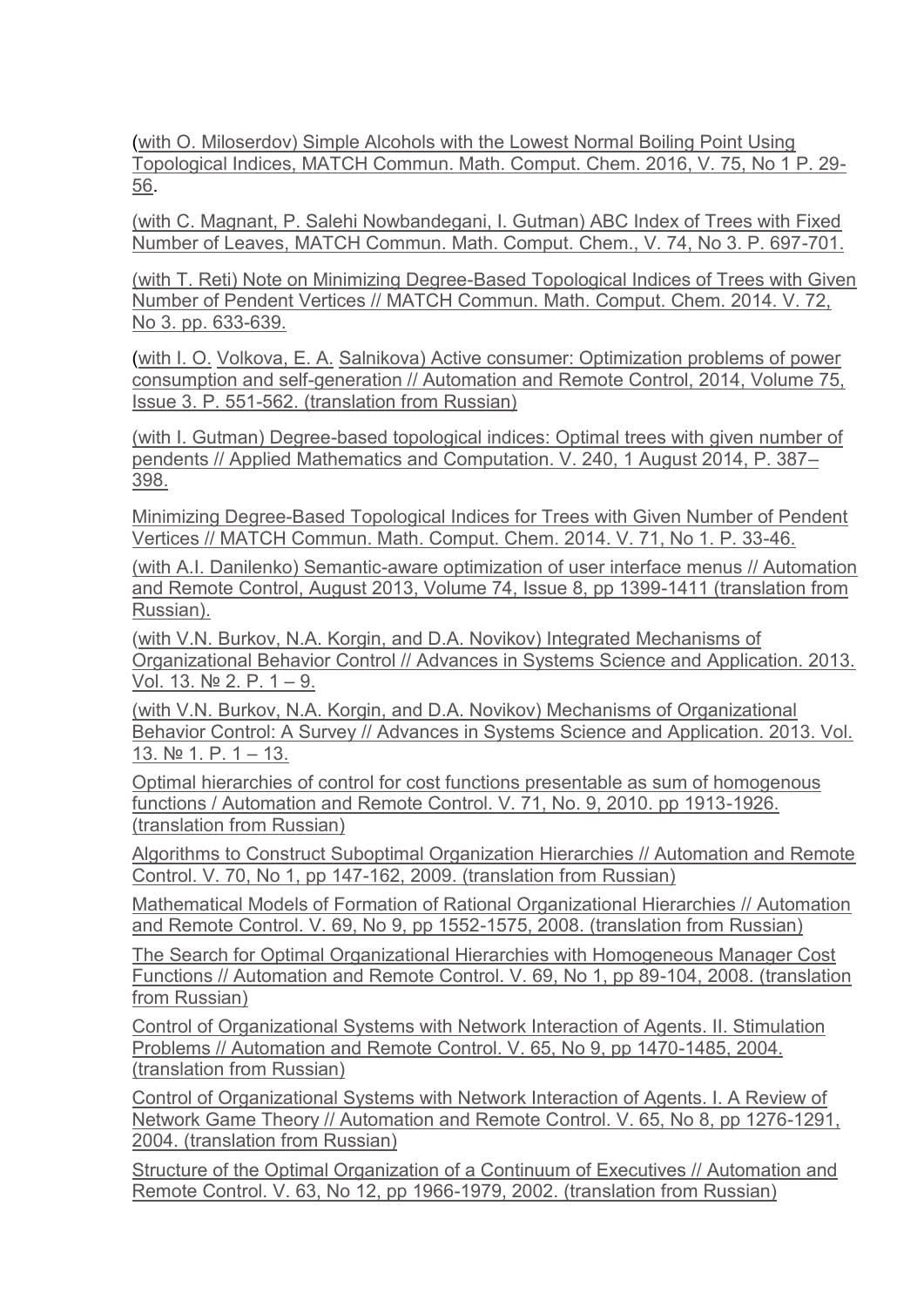(with O. Miloserdov) Simple Alcohols with the Lowest Normal Boiling Point Using Topological Indices, MATCH Commun. Math. Comput. Chem. 2016, V. 75, No 1 P. 29-56.

(with C. Magnant, P. Salehi Nowbandegani, I. Gutman) ABC Index of Trees with Fixed Number of Leaves, MATCH Commun. Math. Comput. Chem., V. 74, No 3. P. 697-701.

(with T. Reti) Note on Minimizing Degree-Based Topological Indices of Trees with Given Number of Pendent Vertices // MATCH Commun. Math. Comput. Chem. 2014. V. 72, No 3. pp. 633-639.

(with I. O. Volkova, E. A. Salnikova) Active consumer: Optimization problems of power consumption and self-generation // Automation and Remote Control, 2014, Volume 75, Issue 3. P. 551-562. (translation from Russian)

(with I. Gutman) Degree-based topological indices: Optimal trees with given number of pendents // Applied Mathematics and Computation. V. 240, 1 August 2014, P. 387–398.

Minimizing Degree-Based Topological Indices for Trees with Given Number of Pendent Vertices // MATCH Commun. Math. Comput. Chem. 2014. V. 71, No 1. P. 33-46.

(with A.I. Danilenko) Semantic-aware optimization of user interface menus // Automation and Remote Control, August 2013, Volume 74, Issue 8, pp 1399-1411 (translation from Russian).

(with V.N. Burkov, N.A. Korgin, and D.A. Novikov) Integrated Mechanisms of Organizational Behavior Control // Advances in Systems Science and Application. 2013. Vol. 13. № 2. P. 1 – 9.

(with V.N. Burkov, N.A. Korgin, and D.A. Novikov) Mechanisms of Organizational Behavior Control: A Survey // Advances in Systems Science and Application. 2013. Vol. 13. № 1. P. 1 – 13.

Optimal hierarchies of control for cost functions presentable as sum of homogenous functions / Automation and Remote Control. V. 71, No. 9, 2010. pp 1913-1926. (translation from Russian)

Algorithms to Construct Suboptimal Organization Hierarchies // Automation and Remote Control. V. 70, No 1, pp 147-162, 2009. (translation from Russian)

Mathematical Models of Formation of Rational Organizational Hierarchies // Automation and Remote Control. V. 69, No 9, pp 1552-1575, 2008. (translation from Russian)

The Search for Optimal Organizational Hierarchies with Homogeneous Manager Cost Functions // Automation and Remote Control. V. 69, No 1, pp 89-104, 2008. (translation from Russian)

Control of Organizational Systems with Network Interaction of Agents. II. Stimulation Problems // Automation and Remote Control. V. 65, No 9, pp 1470-1485, 2004. (translation from Russian)

Control of Organizational Systems with Network Interaction of Agents. I. A Review of Network Game Theory // Automation and Remote Control. V. 65, No 8, pp 1276-1291, 2004. (translation from Russian)

Structure of the Optimal Organization of a Continuum of Executives // Automation and Remote Control. V. 63, No 12, pp 1966-1979, 2002. (translation from Russian)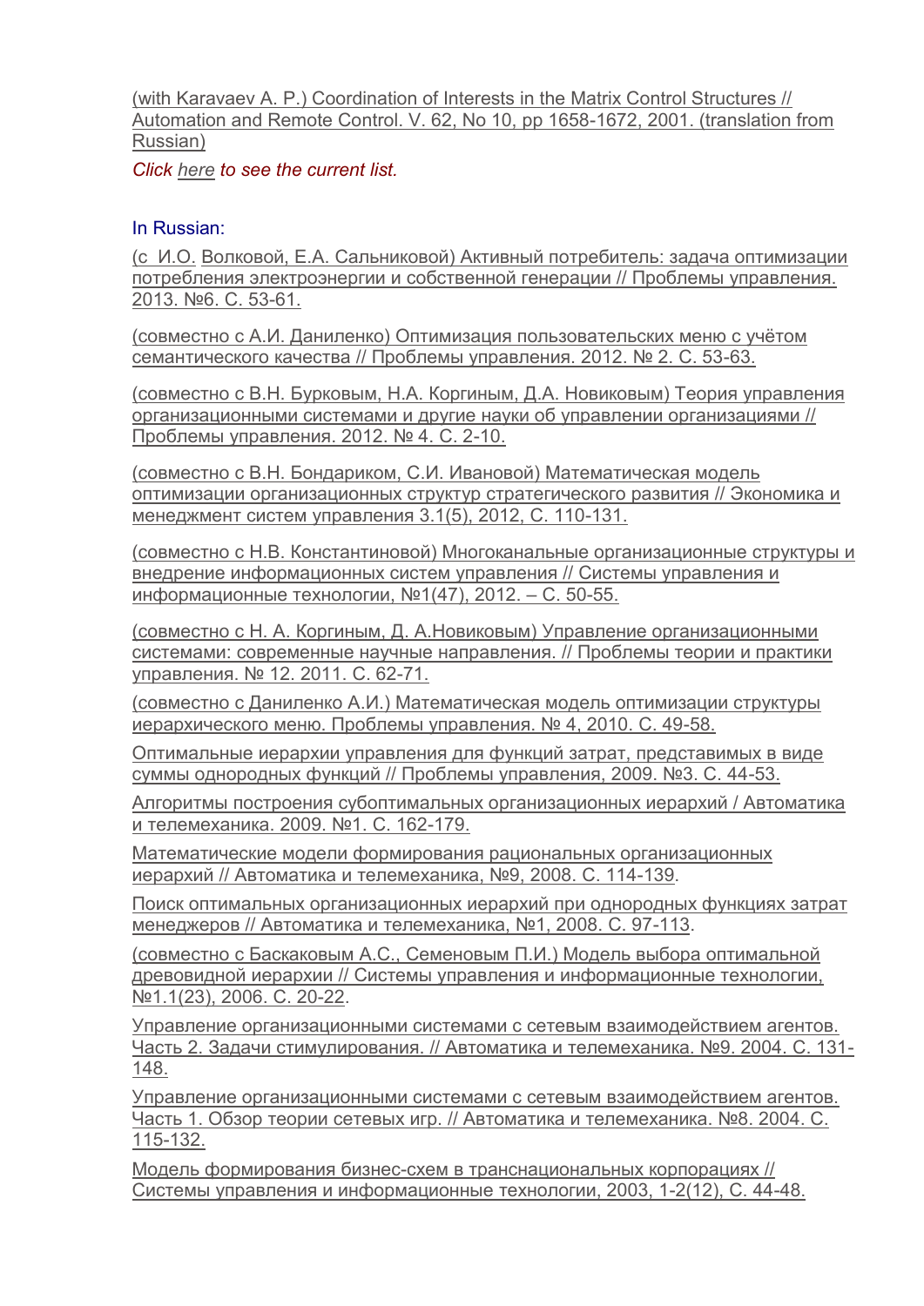(with Karavaev A. P.) Coordination of Interests in the Matrix Control Structures // Automation and Remote Control. V. 62, No 10, pp 1658-1672, 2001. (translation from Russian)

*Click here to see the current list.*

In Russian:

(с И.О. Волковой, Е.А. Сальниковой) Активный потребитель: задача оптимизации потребления электроэнергии и собственной генерации // Проблемы управления. 2013. №6. С. 53-61.

(совместно с А.И. Даниленко) Оптимизация пользовательских меню с учётом семантического качества // Проблемы управления. 2012. № 2. С. 53-63.

(совместно с В.Н. Бурковым, Н.А. Коргиным, Д.А. Новиковым) Теория управления организационными системами и другие науки об управлении организациями // Проблемы управления. 2012. № 4. С. 2-10.

(совместно с В.Н. Бондариком, С.И. Ивановой) Математическая модель оптимизации организационных структур стратегического развития // Экономика и менеджмент систем управления 3.1(5), 2012, С. 110-131.

(совместно с Н.В. Константиновой) Многоканальные организационные структуры и внедрение информационных систем управления // Системы управления и информационные технологии, №1(47), 2012. – С. 50-55.

(совместно с Н. А. Коргиным, Д. А.Новиковым) Управление организационными системами: современные научные направления. // Проблемы теории и практики управления. № 12. 2011. С. 62-71.

(совместно с Даниленко А.И.) Математическая модель оптимизации структуры иерархического меню. Проблемы управления. № 4, 2010. С. 49-58.

Оптимальные иерархии управления для функций затрат, представимых в виде суммы однородных функций // Проблемы управления, 2009. №3. С. 44-53.

Алгоритмы построения субоптимальных организационных иерархий / Автоматика и телемеханика. 2009. №1. С. 162-179.

Математические модели формирования рациональных организационных иерархий // Автоматика и телемеханика, №9, 2008. С. 114-139.

Поиск оптимальных организационных иерархий при однородных функциях затрат менеджеров // Автоматика и телемеханика, №1, 2008. С. 97-113.

(совместно с Баскаковым А.С., Семеновым П.И.) Модель выбора оптимальной древовидной иерархии // Системы управления и информационные технологии, №1.1(23), 2006. С. 20-22.

Управление организационными системами с сетевым взаимодействием агентов. Часть 2. Задачи стимулирования. // Автоматика и телемеханика. №9. 2004. С. 131-148.

Управление организационными системами с сетевым взаимодействием агентов. Часть 1. Обзор теории сетевых игр. // Автоматика и телемеханика. №8. 2004. С. 115-132.

Модель формирования бизнес-схем в транснациональных корпорациях // Системы управления и информационные технологии, 2003, 1-2(12), С. 44-48.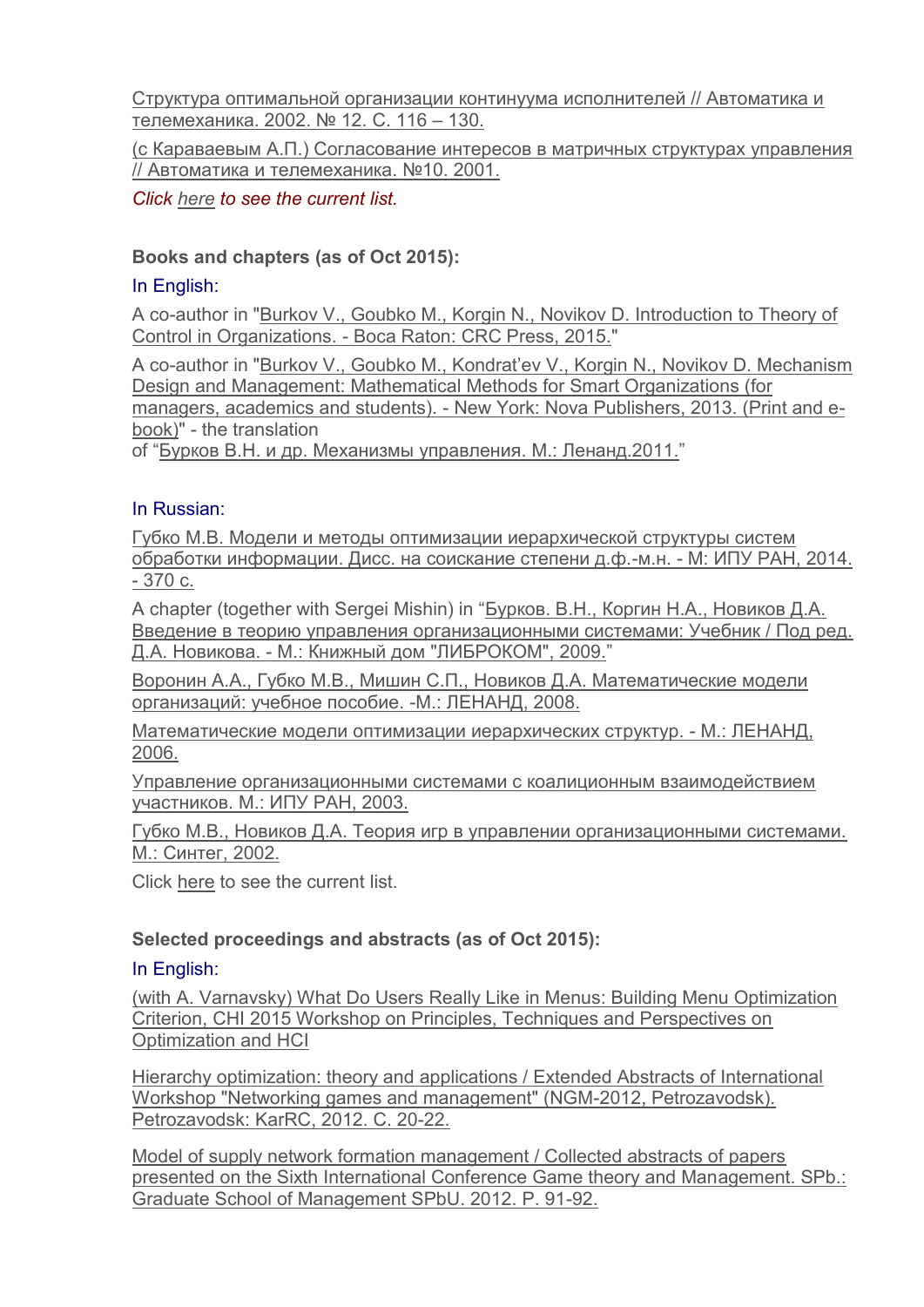Структура оптимальной организации континуума исполнителей // Автоматика и телемеханика. 2002. № 12. С. 116 – 130.

(с Караваевым А.П.) Согласование интересов в матричных структурах управления // Автоматика и телемеханика. №10. 2001.

*Click here to see the current list.*

**Books and chapters (as of Oct 2015):**

In English:

A co-author in "Burkov V., Goubko M., Korgin N., Novikov D. Introduction to Theory of Control in Organizations. - Boca Raton: CRC Press, 2015."

A co-author in "Burkov V., Goubko M., Kondrat'ev V., Korgin N., Novikov D. Mechanism Design and Management: Mathematical Methods for Smart Organizations (for managers, academics and students). - New York: Nova Publishers, 2013. (Print and e-book)" - the translation of "Бурков В.Н. и др. Механизмы управления. М.: Ленанд.2011."

In Russian:

Губко М.В. Модели и методы оптимизации иерархической структуры систем обработки информации. Дисс. на соискание степени д.ф.-м.н. - М: ИПУ РАН, 2014. - 370 с.

A chapter (together with Sergei Mishin) in "Бурков. В.Н., Коргин Н.А., Новиков Д.А. Введение в теорию управления организационными системами: Учебник / Под ред. Д.А. Новикова. - М.: Книжный дом "ЛИБРОКОМ", 2009."

Воронин А.А., Губко М.В., Мишин С.П., Новиков Д.А. Математические модели организаций: учебное пособие. -М.: ЛЕНАНД, 2008.

Математические модели оптимизации иерархических структур. - М.: ЛЕНАНД, 2006.

Управление организационными системами с коалиционным взаимодействием участников. М.: ИПУ РАН, 2003.

Губко М.В., Новиков Д.А. Теория игр в управлении организационными системами. М.: Синтег, 2002.

Click here to see the current list.

**Selected proceedings and abstracts (as of Oct 2015):**

In English:

(with A. Varnavsky) What Do Users Really Like in Menus: Building Menu Optimization Criterion, CHI 2015 Workshop on Principles, Techniques and Perspectives on Optimization and HCI

Hierarchy optimization: theory and applications / Extended Abstracts of International Workshop "Networking games and management" (NGM-2012, Petrozavodsk). Petrozavodsk: KarRC, 2012. C. 20-22.

Model of supply network formation management / Collected abstracts of papers presented on the Sixth International Conference Game theory and Management. SPb.: Graduate School of Management SPbU. 2012. P. 91-92.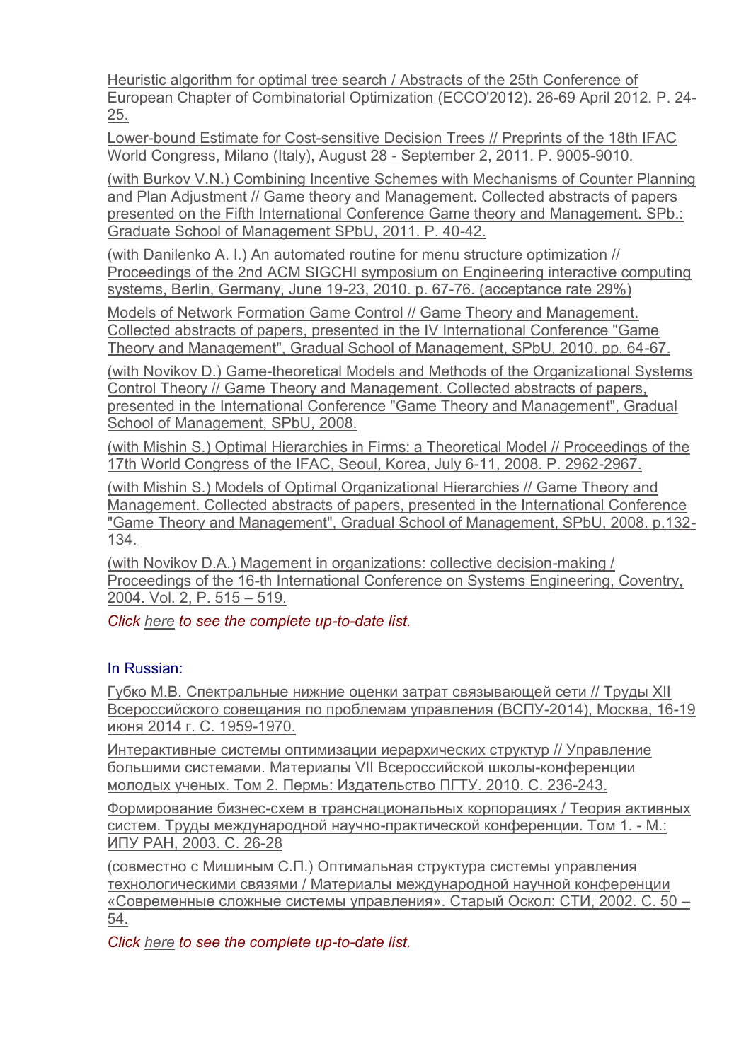Heuristic algorithm for optimal tree search / Abstracts of the 25th Conference of European Chapter of Combinatorial Optimization (ECCO'2012). 26-69 April 2012. P. 24-25.

Lower-bound Estimate for Cost-sensitive Decision Trees // Preprints of the 18th IFAC World Congress, Milano (Italy), August 28 - September 2, 2011. P. 9005-9010.

(with Burkov V.N.) Combining Incentive Schemes with Mechanisms of Counter Planning and Plan Adjustment // Game theory and Management. Collected abstracts of papers presented on the Fifth International Conference Game theory and Management. SPb.: Graduate School of Management SPbU, 2011. P. 40-42.

(with Danilenko A. I.) An automated routine for menu structure optimization // Proceedings of the 2nd ACM SIGCHI symposium on Engineering interactive computing systems, Berlin, Germany, June 19-23, 2010. p. 67-76. (acceptance rate 29%)

Models of Network Formation Game Control // Game Theory and Management. Collected abstracts of papers, presented in the IV International Conference "Game Theory and Management", Gradual School of Management, SPbU, 2010. pp. 64-67.

(with Novikov D.) Game-theoretical Models and Methods of the Organizational Systems Control Theory // Game Theory and Management. Collected abstracts of papers, presented in the International Conference "Game Theory and Management", Gradual School of Management, SPbU, 2008.

(with Mishin S.) Optimal Hierarchies in Firms: a Theoretical Model // Proceedings of the 17th World Congress of the IFAC, Seoul, Korea, July 6-11, 2008. P. 2962-2967.

(with Mishin S.) Models of Optimal Organizational Hierarchies // Game Theory and Management. Collected abstracts of papers, presented in the International Conference "Game Theory and Management", Gradual School of Management, SPbU, 2008. p.132-134.

(with Novikov D.A.) Magement in organizations: collective decision-making / Proceedings of the 16-th International Conference on Systems Engineering, Coventry, 2004. Vol. 2, P. 515 – 519.

*Click here to see the complete up-to-date list.*

In Russian:

Губко М.В. Спектральные нижние оценки затрат связывающей сети // Труды XII Всероссийского совещания по проблемам управления (ВСПУ-2014), Москва, 16-19 июня 2014 г. С. 1959-1970.

Интерактивные системы оптимизации иерархических структур // Управление большими системами. Материалы VII Всероссийской школы-конференции молодых ученых. Том 2. Пермь: Издательство ПГТУ. 2010. С. 236-243.

Формирование бизнес-схем в транснациональных корпорациях / Теория активных систем. Труды международной научно-практической конференции. Том 1. - М.: ИПУ РАН, 2003. С. 26-28

(совместно с Мишиным С.П.) Оптимальная структура системы управления технологическими связями / Материалы международной научной конференции «Современные сложные системы управления». Старый Оскол: СТИ, 2002. С. 50 – 54.

*Click here to see the complete up-to-date list.*